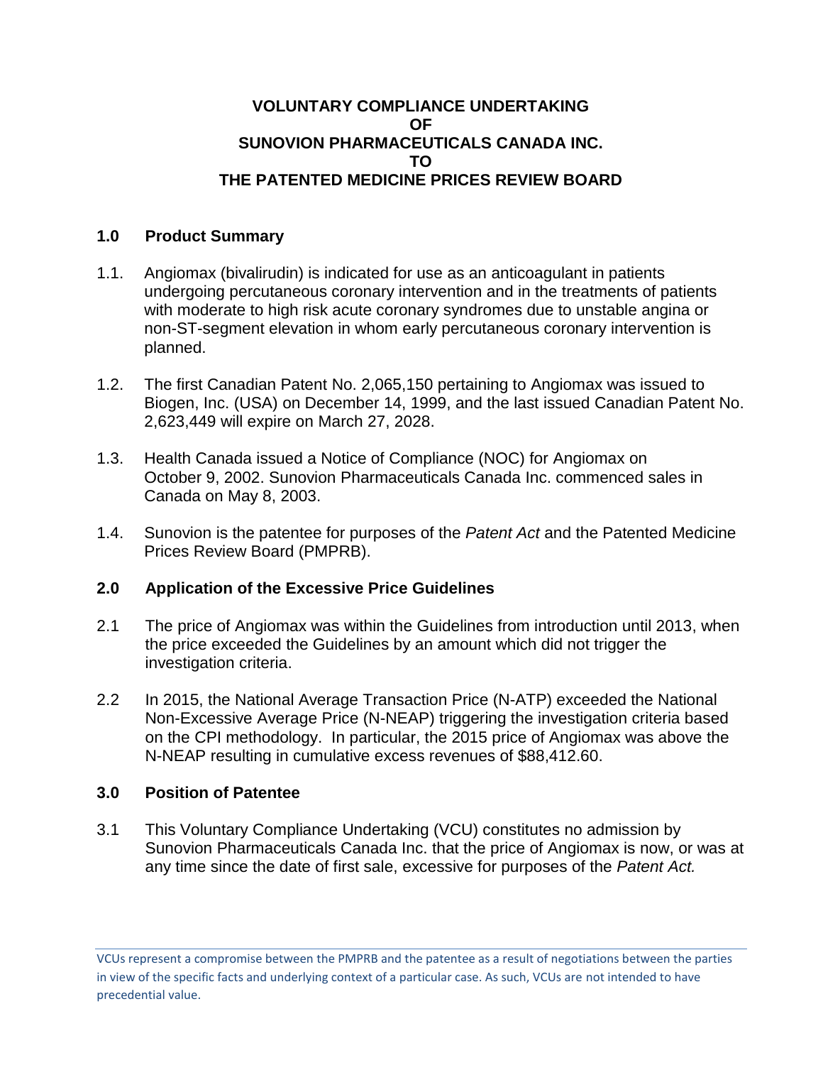# VOLUNTARY COMPLIANCE UNDERTAKING
# OF
# SUNOVION PHARMACEUTICALS CANADA INC.
# TO
# THE PATENTED MEDICINE PRICES REVIEW BOARD

## 1.0 Product Summary

1.1. Angiomax (bivalirudin) is indicated for use as an anticoagulant in patients undergoing percutaneous coronary intervention and in the treatments of patients with moderate to high risk acute coronary syndromes due to unstable angina or non-ST-segment elevation in whom early percutaneous coronary intervention is planned.

1.2. The first Canadian Patent No. 2,065,150 pertaining to Angiomax was issued to Biogen, Inc. (USA) on December 14, 1999, and the last issued Canadian Patent No. 2,623,449 will expire on March 27, 2028.

1.3. Health Canada issued a Notice of Compliance (NOC) for Angiomax on October 9, 2002. Sunovion Pharmaceuticals Canada Inc. commenced sales in Canada on May 8, 2003.

1.4. Sunovion is the patentee for purposes of the *Patent Act* and the Patented Medicine Prices Review Board (PMPRB).

## 2.0 Application of the Excessive Price Guidelines

2.1 The price of Angiomax was within the Guidelines from introduction until 2013, when the price exceeded the Guidelines by an amount which did not trigger the investigation criteria.

2.2 In 2015, the National Average Transaction Price (N-ATP) exceeded the National Non-Excessive Average Price (N-NEAP) triggering the investigation criteria based on the CPI methodology. In particular, the 2015 price of Angiomax was above the N-NEAP resulting in cumulative excess revenues of $88,412.60.

## 3.0 Position of Patentee

3.1 This Voluntary Compliance Undertaking (VCU) constitutes no admission by Sunovion Pharmaceuticals Canada Inc. that the price of Angiomax is now, or was at any time since the date of first sale, excessive for purposes of the *Patent Act.*

VCUs represent a compromise between the PMPRB and the patentee as a result of negotiations between the parties in view of the specific facts and underlying context of a particular case. As such, VCUs are not intended to have precedential value.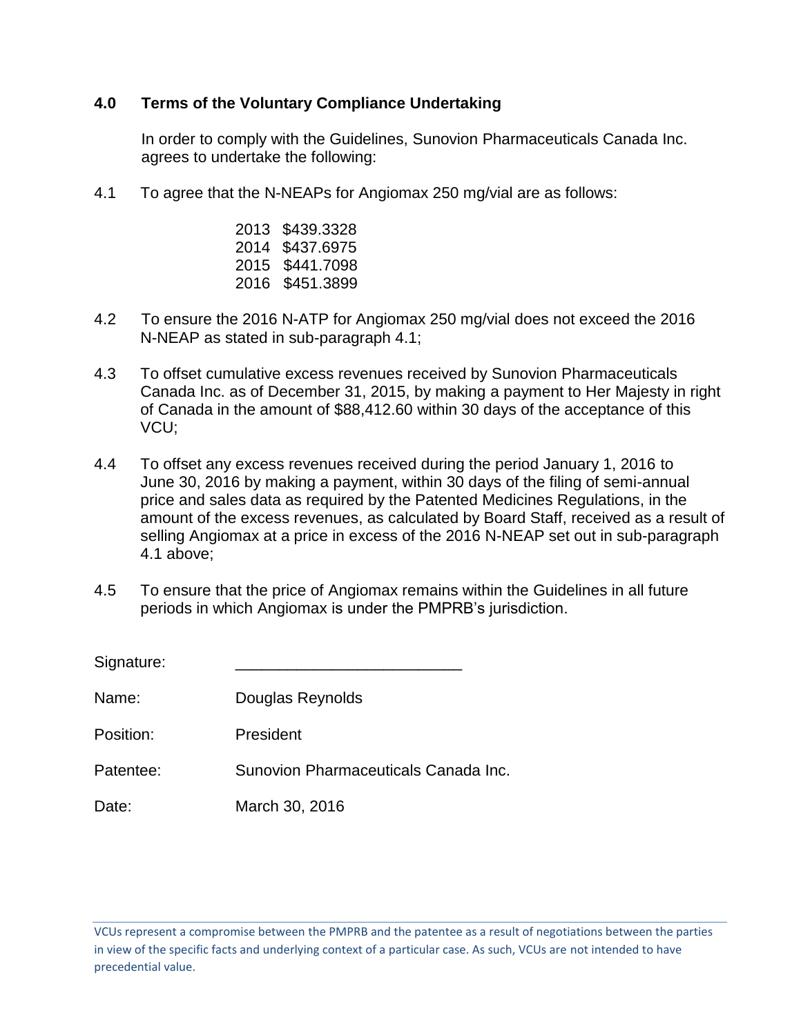## 4.0 Terms of the Voluntary Compliance Undertaking

In order to comply with the Guidelines, Sunovion Pharmaceuticals Canada Inc. agrees to undertake the following:

4.1 To agree that the N-NEAPs for Angiomax 250 mg/vial are as follows:

| | |
|---|---|
| 2013 | $439.3328 |
| 2014 | $437.6975 |
| 2015 | $441.7098 |
| 2016 | $451.3899 |

4.2 To ensure the 2016 N-ATP for Angiomax 250 mg/vial does not exceed the 2016 N-NEAP as stated in sub-paragraph 4.1;

4.3 To offset cumulative excess revenues received by Sunovion Pharmaceuticals Canada Inc. as of December 31, 2015, by making a payment to Her Majesty in right of Canada in the amount of $88,412.60 within 30 days of the acceptance of this VCU;

4.4 To offset any excess revenues received during the period January 1, 2016 to June 30, 2016 by making a payment, within 30 days of the filing of semi-annual price and sales data as required by the Patented Medicines Regulations, in the amount of the excess revenues, as calculated by Board Staff, received as a result of selling Angiomax at a price in excess of the 2016 N-NEAP set out in sub-paragraph 4.1 above;

4.5 To ensure that the price of Angiomax remains within the Guidelines in all future periods in which Angiomax is under the PMPRB's jurisdiction.

| | |
|---|---|
| Signature: | _________________________ |
| Name: | Douglas Reynolds |
| Position: | President |
| Patentee: | Sunovion Pharmaceuticals Canada Inc. |
| Date: | March 30, 2016 |

VCUs represent a compromise between the PMPRB and the patentee as a result of negotiations between the parties in view of the specific facts and underlying context of a particular case. As such, VCUs are not intended to have precedential value.